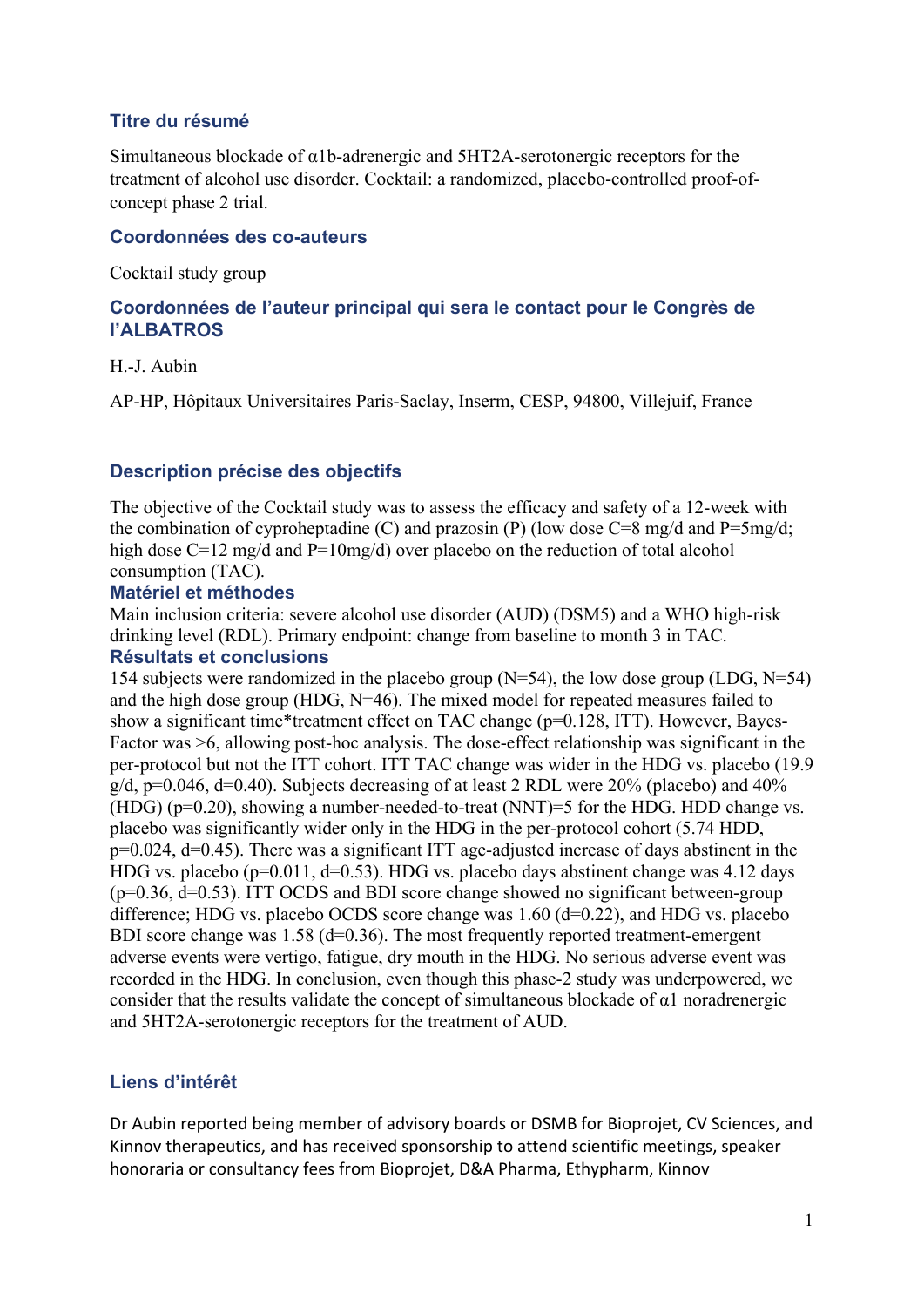## Titre du résumé

Simultaneous blockade of α1b-adrenergic and 5HT2A-serotonergic receptors for the treatment of alcohol use disorder. Cocktail: a randomized, placebo-controlled proof-of-concept phase 2 trial.

## Coordonnées des co-auteurs

Cocktail study group

## Coordonnées de l'auteur principal qui sera le contact pour le Congrès de l'ALBATROS

H.-J. Aubin

AP-HP, Hôpitaux Universitaires Paris-Saclay, Inserm, CESP, 94800, Villejuif, France

## Description précise des objectifs

The objective of the Cocktail study was to assess the efficacy and safety of a 12-week with the combination of cyproheptadine (C) and prazosin (P) (low dose C=8 mg/d and P=5mg/d; high dose C=12 mg/d and P=10mg/d) over placebo on the reduction of total alcohol consumption (TAC).

## Matériel et méthodes

Main inclusion criteria: severe alcohol use disorder (AUD) (DSM5) and a WHO high-risk drinking level (RDL). Primary endpoint: change from baseline to month 3 in TAC.

## Résultats et conclusions

154 subjects were randomized in the placebo group (N=54), the low dose group (LDG, N=54) and the high dose group (HDG, N=46). The mixed model for repeated measures failed to show a significant time*treatment effect on TAC change (p=0.128, ITT). However, Bayes-Factor was >6, allowing post-hoc analysis. The dose-effect relationship was significant in the per-protocol but not the ITT cohort. ITT TAC change was wider in the HDG vs. placebo (19.9 g/d, p=0.046, d=0.40). Subjects decreasing of at least 2 RDL were 20% (placebo) and 40% (HDG) (p=0.20), showing a number-needed-to-treat (NNT)=5 for the HDG. HDD change vs. placebo was significantly wider only in the HDG in the per-protocol cohort (5.74 HDD, p=0.024, d=0.45). There was a significant ITT age-adjusted increase of days abstinent in the HDG vs. placebo (p=0.011, d=0.53). HDG vs. placebo days abstinent change was 4.12 days (p=0.36, d=0.53). ITT OCDS and BDI score change showed no significant between-group difference; HDG vs. placebo OCDS score change was 1.60 (d=0.22), and HDG vs. placebo BDI score change was 1.58 (d=0.36). The most frequently reported treatment-emergent adverse events were vertigo, fatigue, dry mouth in the HDG. No serious adverse event was recorded in the HDG. In conclusion, even though this phase-2 study was underpowered, we consider that the results validate the concept of simultaneous blockade of α1 noradrenergic and 5HT2A-serotonergic receptors for the treatment of AUD.

## Liens d'intérêt

Dr Aubin reported being member of advisory boards or DSMB for Bioprojet, CV Sciences, and Kinnov therapeutics, and has received sponsorship to attend scientific meetings, speaker honoraria or consultancy fees from Bioprojet, D&A Pharma, Ethypharm, Kinnov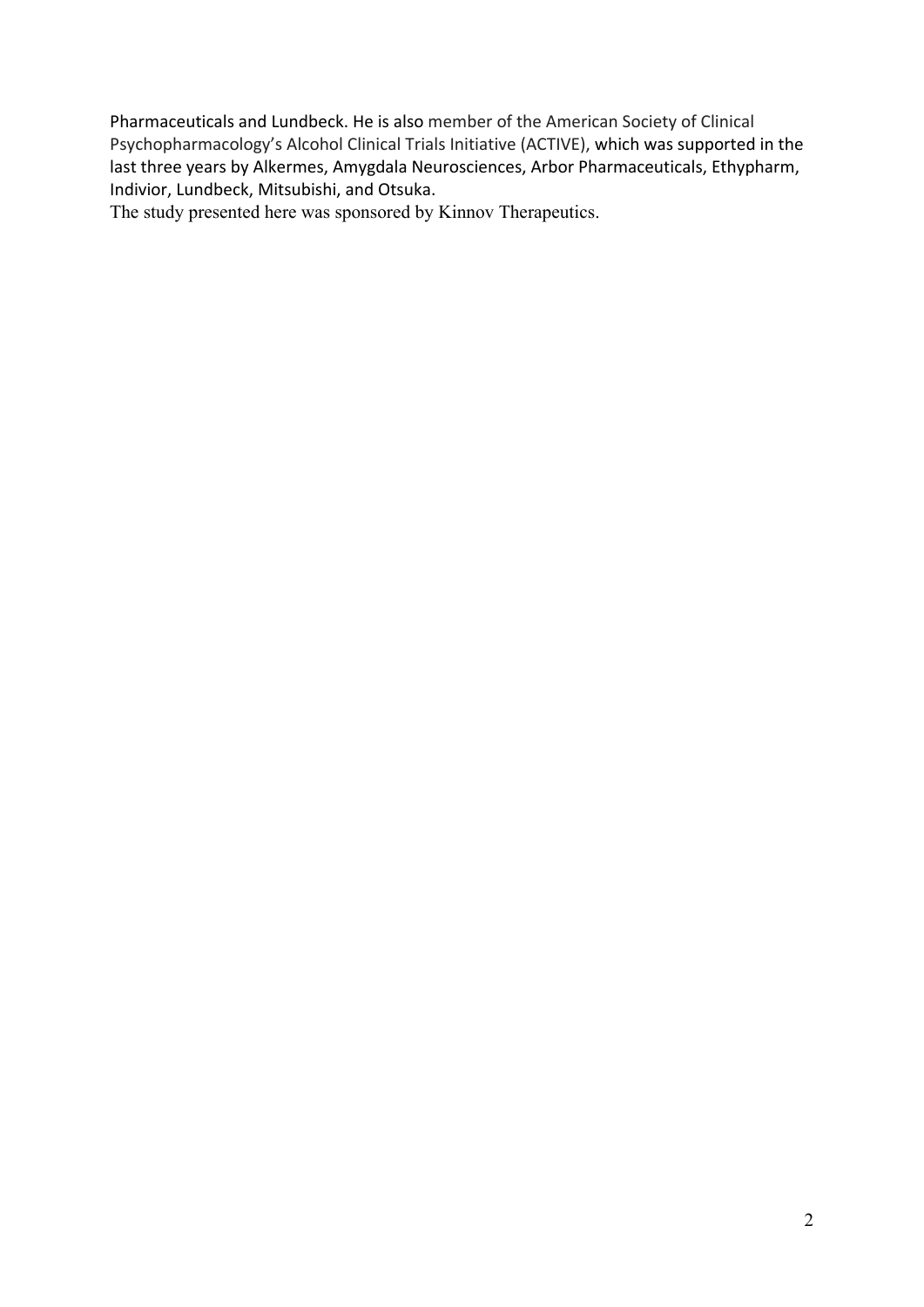Pharmaceuticals and Lundbeck. He is also member of the American Society of Clinical Psychopharmacology's Alcohol Clinical Trials Initiative (ACTIVE), which was supported in the last three years by Alkermes, Amygdala Neurosciences, Arbor Pharmaceuticals, Ethypharm, Indivior, Lundbeck, Mitsubishi, and Otsuka.

The study presented here was sponsored by Kinnov Therapeutics.